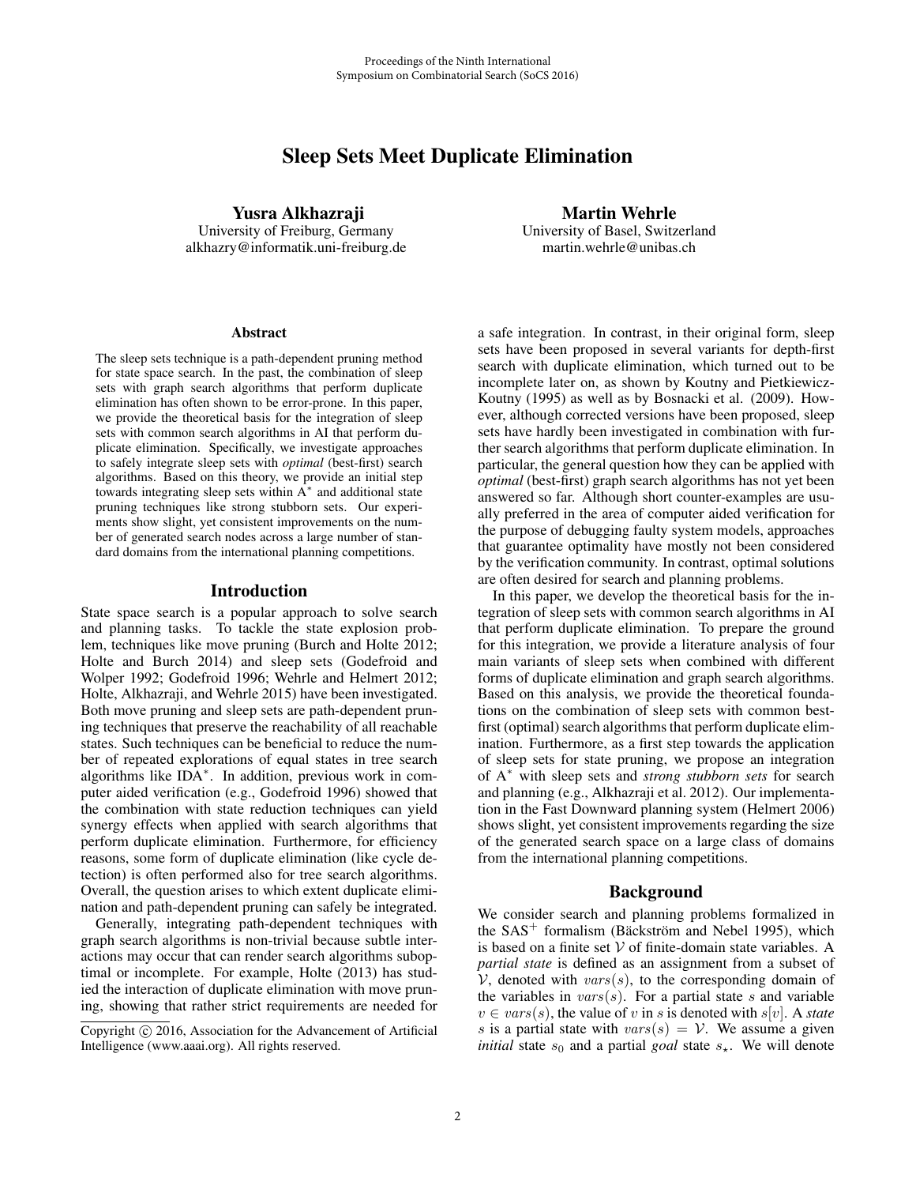# Sleep Sets Meet Duplicate Elimination

**Yusra Alkhazraji**
University of Freiburg, Germany
alkhazry@informatik.uni-freiburg.de

**Martin Wehrle**
University of Basel, Switzerland
martin.wehrle@unibas.ch

### Abstract

The sleep sets technique is a path-dependent pruning method for state space search. In the past, the combination of sleep sets with graph search algorithms that perform duplicate elimination has often shown to be error-prone. In this paper, we provide the theoretical basis for the integration of sleep sets with common search algorithms in AI that perform duplicate elimination. Specifically, we investigate approaches to safely integrate sleep sets with *optimal* (best-first) search algorithms. Based on this theory, we provide an initial step towards integrating sleep sets within $A^*$ and additional state pruning techniques like strong stubborn sets. Our experiments show slight, yet consistent improvements on the number of generated search nodes across a large number of standard domains from the international planning competitions.

## Introduction

State space search is a popular approach to solve search and planning tasks. To tackle the state explosion problem, techniques like move pruning (Burch and Holte 2012; Holte and Burch 2014) and sleep sets (Godefroid and Wolper 1992; Godefroid 1996; Wehrle and Helmert 2012; Holte, Alkhazraji, and Wehrle 2015) have been investigated. Both move pruning and sleep sets are path-dependent pruning techniques that preserve the reachability of all reachable states. Such techniques can be beneficial to reduce the number of repeated explorations of equal states in tree search algorithms like $IDA^*$. In addition, previous work in computer aided verification (e.g., Godefroid 1996) showed that the combination with state reduction techniques can yield synergy effects when applied with search algorithms that perform duplicate elimination. Furthermore, for efficiency reasons, some form of duplicate elimination (like cycle detection) is often performed also for tree search algorithms. Overall, the question arises to which extent duplicate elimination and path-dependent pruning can safely be integrated.

Generally, integrating path-dependent techniques with graph search algorithms is non-trivial because subtle interactions may occur that can render search algorithms suboptimal or incomplete. For example, Holte (2013) has studied the interaction of duplicate elimination with move pruning, showing that rather strict requirements are needed for a safe integration. In contrast, in their original form, sleep sets have been proposed in several variants for depth-first search with duplicate elimination, which turned out to be incomplete later on, as shown by Koutny and Pietkiewicz-Koutny (1995) as well as by Bosnacki et al. (2009). However, although corrected versions have been proposed, sleep sets have hardly been investigated in combination with further search algorithms that perform duplicate elimination. In particular, the general question how they can be applied with *optimal* (best-first) graph search algorithms has not yet been answered so far. Although short counter-examples are usually preferred in the area of computer aided verification for the purpose of debugging faulty system models, approaches that guarantee optimality have mostly not been considered by the verification community. In contrast, optimal solutions are often desired for search and planning problems.

In this paper, we develop the theoretical basis for the integration of sleep sets with common search algorithms in AI that perform duplicate elimination. To prepare the ground for this integration, we provide a literature analysis of four main variants of sleep sets when combined with different forms of duplicate elimination and graph search algorithms. Based on this analysis, we provide the theoretical foundations on the combination of sleep sets with common best-first (optimal) search algorithms that perform duplicate elimination. Furthermore, as a first step towards the application of sleep sets for state pruning, we propose an integration of $A^*$ with sleep sets and *strong stubborn sets* for search and planning (e.g., Alkhazraji et al. 2012). Our implementation in the Fast Downward planning system (Helmert 2006) shows slight, yet consistent improvements regarding the size of the generated search space on a large class of domains from the international planning competitions.

## Background

We consider search and planning problems formalized in the $SAS^+$ formalism (Bäckström and Nebel 1995), which is based on a finite set $\mathcal{V}$ of finite-domain state variables. A *partial state* is defined as an assignment from a subset of $\mathcal{V}$, denoted with $vars(s)$, to the corresponding domain of the variables in $vars(s)$. For a partial state $s$ and variable $v \in vars(s)$, the value of $v$ in $s$ is denoted with $s[v]$. A *state* $s$ is a partial state with $vars(s) = \mathcal{V}$. We assume a given *initial* state $s_0$ and a partial *goal* state $s_\star$. We will denote

Copyright © 2016, Association for the Advancement of Artificial Intelligence (www.aaai.org). All rights reserved.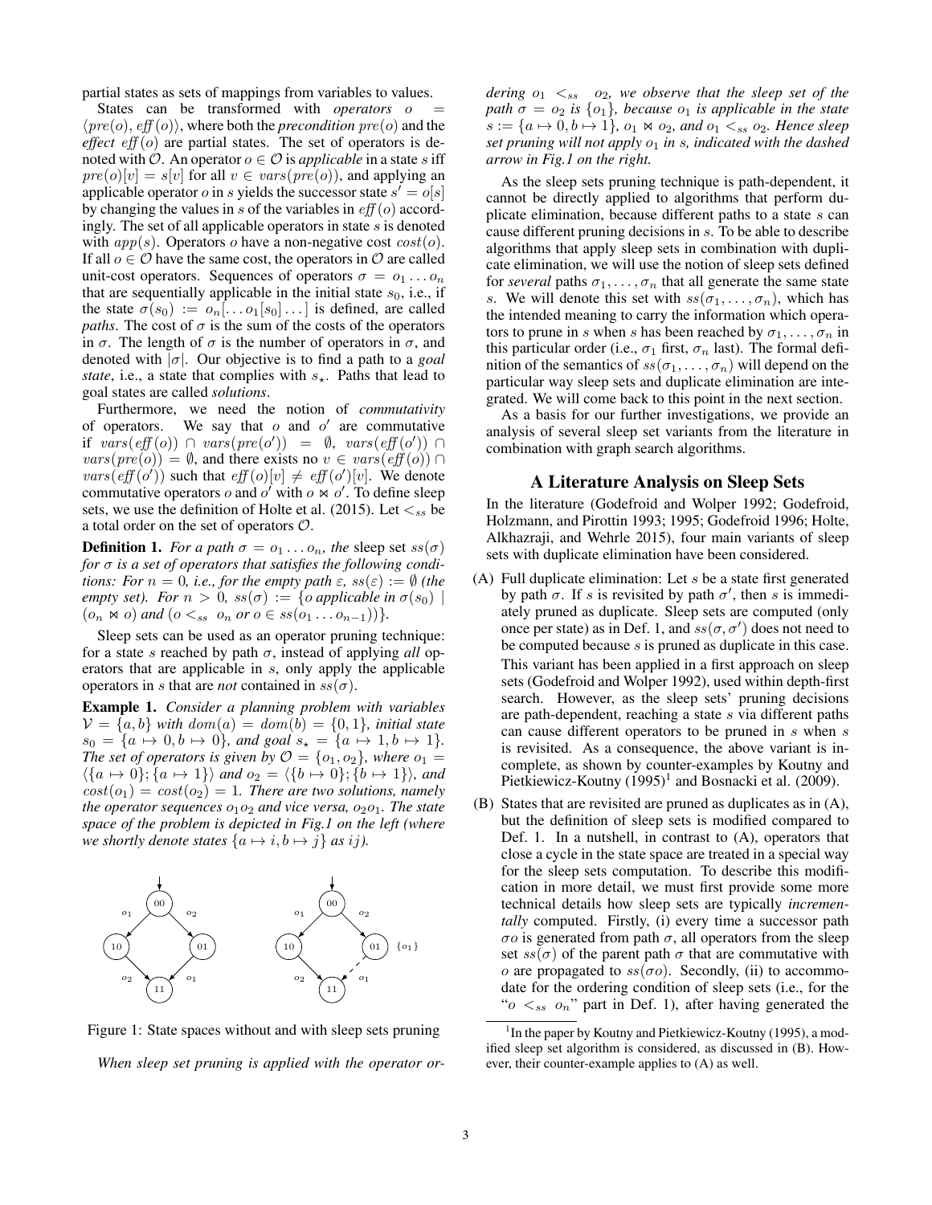partial states as sets of mappings from variables to values.

States can be transformed with *operators* $o = \langle pre(o), \mathit{eff}(o)\rangle$, where both the *precondition* $pre(o)$ and the *effect* $\mathit{eff}(o)$ are partial states. The set of operators is denoted with $\mathcal{O}$. An operator $o \in \mathcal{O}$ is *applicable* in a state $s$ iff $pre(o)[v] = s[v]$ for all $v \in vars(pre(o))$, and applying an applicable operator $o$ in $s$ yields the successor state $s' = o[s]$ by changing the values in $s$ of the variables in $\mathit{eff}(o)$ accordingly. The set of all applicable operators in state $s$ is denoted with $app(s)$. Operators $o$ have a non-negative cost $cost(o)$. If all $o \in \mathcal{O}$ have the same cost, the operators in $\mathcal{O}$ are called unit-cost operators. Sequences of operators $\sigma = o_1 \dots o_n$ that are sequentially applicable in the initial state $s_0$, i.e., if the state $\sigma(s_0) := o_n[\dots o_1[s_0]\dots]$ is defined, are called *paths*. The cost of $\sigma$ is the sum of the costs of the operators in $\sigma$. The length of $\sigma$ is the number of operators in $\sigma$, and denoted with $|\sigma|$. Our objective is to find a path to a *goal state*, i.e., a state that complies with $s_\star$. Paths that lead to goal states are called *solutions*.

Furthermore, we need the notion of *commutativity* of operators. We say that $o$ and $o'$ are commutative if $vars(\mathit{eff}(o)) \cap vars(pre(o')) = \emptyset$, $vars(\mathit{eff}(o')) \cap vars(pre(o)) = \emptyset$, and there exists no $v \in vars(\mathit{eff}(o)) \cap vars(\mathit{eff}(o'))$ such that $\mathit{eff}(o)[v] \neq \mathit{eff}(o')[v]$. We denote commutative operators $o$ and $o'$ with $o \bowtie o'$. To define sleep sets, we use the definition of Holte et al. (2015). Let $<_{ss}$ be a total order on the set of operators $\mathcal{O}$.

**Definition 1.** *For a path $\sigma = o_1 \dots o_n$, the* sleep set $ss(\sigma)$ *for $\sigma$ is a set of operators that satisfies the following conditions: For $n = 0$, i.e., for the empty path $\varepsilon$, $ss(\varepsilon) := \emptyset$ (the empty set). For $n > 0$, $ss(\sigma) := \{o$ applicable in $\sigma(s_0) \mid (o_n \bowtie o)$ and $(o <_{ss} o_n$ or $o \in ss(o_1 \dots o_{n-1}))\}$.*

Sleep sets can be used as an operator pruning technique: for a state $s$ reached by path $\sigma$, instead of applying *all* operators that are applicable in $s$, only apply the applicable operators in $s$ that are *not* contained in $ss(\sigma)$.

**Example 1.** *Consider a planning problem with variables $\mathcal{V} = \{a, b\}$ with $dom(a) = dom(b) = \{0, 1\}$, initial state $s_0 = \{a \mapsto 0, b \mapsto 0\}$, and goal $s_\star = \{a \mapsto 1, b \mapsto 1\}$. The set of operators is given by $\mathcal{O} = \{o_1, o_2\}$, where $o_1 = \langle\{a \mapsto 0\}; \{a \mapsto 1\}\rangle$ and $o_2 = \langle\{b \mapsto 0\}; \{b \mapsto 1\}\rangle$, and $cost(o_1) = cost(o_2) = 1$. There are two solutions, namely the operator sequences $o_1 o_2$ and vice versa, $o_2 o_1$. The state space of the problem is depicted in Fig.1 on the left (where we shortly denote states $\{a \mapsto i, b \mapsto j\}$ as $ij$).*

Figure 1: State spaces without and with sleep sets pruning

*When sleep set pruning is applied with the operator ordering $o_1 <_{ss} o_2$, we observe that the sleep set of the path $\sigma = o_2$ is $\{o_1\}$, because $o_1$ is applicable in the state $s := \{a \mapsto 0, b \mapsto 1\}$, $o_1 \bowtie o_2$, and $o_1 <_{ss} o_2$. Hence sleep set pruning will not apply $o_1$ in $s$, indicated with the dashed arrow in Fig.1 on the right.*

As the sleep sets pruning technique is path-dependent, it cannot be directly applied to algorithms that perform duplicate elimination, because different paths to a state $s$ can cause different pruning decisions in $s$. To be able to describe algorithms that apply sleep sets in combination with duplicate elimination, we will use the notion of sleep sets defined for *several* paths $\sigma_1, \dots, \sigma_n$ that all generate the same state $s$. We will denote this set with $ss(\sigma_1, \dots, \sigma_n)$, which has the intended meaning to carry the information which operators to prune in $s$ when $s$ has been reached by $\sigma_1, \dots, \sigma_n$ in this particular order (i.e., $\sigma_1$ first, $\sigma_n$ last). The formal definition of the semantics of $ss(\sigma_1, \dots, \sigma_n)$ will depend on the particular way sleep sets and duplicate elimination are integrated. We will come back to this point in the next section.

As a basis for our further investigations, we provide an analysis of several sleep set variants from the literature in combination with graph search algorithms.

## A Literature Analysis on Sleep Sets

In the literature (Godefroid and Wolper 1992; Godefroid, Holzmann, and Pirottin 1993; 1995; Godefroid 1996; Holte, Alkhazraji, and Wehrle 2015), four main variants of sleep sets with duplicate elimination have been considered.

(A) Full duplicate elimination: Let $s$ be a state first generated by path $\sigma$. If $s$ is revisited by path $\sigma'$, then $s$ is immediately pruned as duplicate. Sleep sets are computed (only once per state) as in Def. 1, and $ss(\sigma, \sigma')$ does not need to be computed because $s$ is pruned as duplicate in this case. This variant has been applied in a first approach on sleep sets (Godefroid and Wolper 1992), used within depth-first search. However, as the sleep sets' pruning decisions are path-dependent, reaching a state $s$ via different paths can cause different operators to be pruned in $s$ when $s$ is revisited. As a consequence, the above variant is incomplete, as shown by counter-examples by Koutny and Pietkiewicz-Koutny (1995)[1] and Bosnacki et al. (2009).

(B) States that are revisited are pruned as duplicates as in (A), but the definition of sleep sets is modified compared to Def. 1. In a nutshell, in contrast to (A), operators that close a cycle in the state space are treated in a special way for the sleep sets computation. To describe this modification in more detail, we must first provide some more technical details how sleep sets are typically *incrementally* computed. Firstly, (i) every time a successor path $\sigma o$ is generated from path $\sigma$, all operators from the sleep set $ss(\sigma)$ of the parent path $\sigma$ that are commutative with $o$ are propagated to $ss(\sigma o)$. Secondly, (ii) to accommodate for the ordering condition of sleep sets (i.e., for the "$o <_{ss} o_n$" part in Def. 1), after having generated the

[1] In the paper by Koutny and Pietkiewicz-Koutny (1995), a modified sleep set algorithm is considered, as discussed in (B). However, their counter-example applies to (A) as well.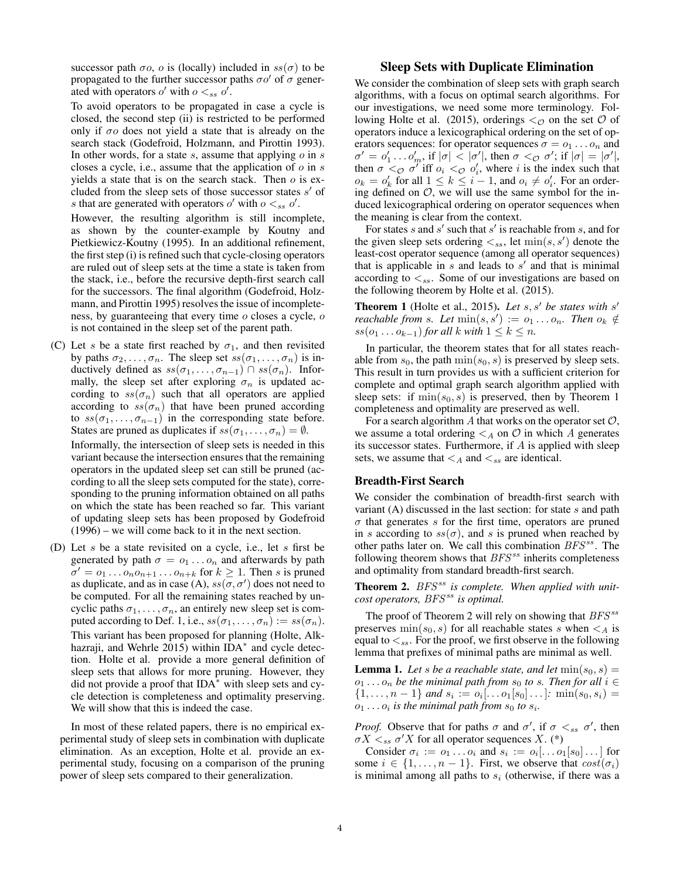successor path $\sigma o$, $o$ is (locally) included in $ss(\sigma)$ to be propagated to the further successor paths $\sigma o'$ of $\sigma$ generated with operators $o'$ with $o <_{ss} o'$.

To avoid operators to be propagated in case a cycle is closed, the second step (ii) is restricted to be performed only if $\sigma o$ does not yield a state that is already on the search stack (Godefroid, Holzmann, and Pirottin 1993). In other words, for a state $s$, assume that applying $o$ in $s$ closes a cycle, i.e., assume that the application of $o$ in $s$ yields a state that is on the search stack. Then $o$ is excluded from the sleep sets of those successor states $s'$ of $s$ that are generated with operators $o'$ with $o <_{ss} o'$.

However, the resulting algorithm is still incomplete, as shown by the counter-example by Koutny and Pietkiewicz-Koutny (1995). In an additional refinement, the first step (i) is refined such that cycle-closing operators are ruled out of sleep sets at the time a state is taken from the stack, i.e., before the recursive depth-first search call for the successors. The final algorithm (Godefroid, Holzmann, and Pirottin 1995) resolves the issue of incompleteness, by guaranteeing that every time $o$ closes a cycle, $o$ is not contained in the sleep set of the parent path.

(C) Let $s$ be a state first reached by $\sigma_1$, and then revisited by paths $\sigma_2, \ldots, \sigma_n$. The sleep set $ss(\sigma_1, \ldots, \sigma_n)$ is inductively defined as $ss(\sigma_1, \ldots, \sigma_{n-1}) \cap ss(\sigma_n)$. Informally, the sleep set after exploring $\sigma_n$ is updated according to $ss(\sigma_n)$ such that all operators are applied according to $ss(\sigma_n)$ that have been pruned according to $ss(\sigma_1, \ldots, \sigma_{n-1})$ in the corresponding state before. States are pruned as duplicates if $ss(\sigma_1, \ldots, \sigma_n) = \emptyset$.

Informally, the intersection of sleep sets is needed in this variant because the intersection ensures that the remaining operators in the updated sleep set can still be pruned (according to all the sleep sets computed for the state), corresponding to the pruning information obtained on all paths on which the state has been reached so far. This variant of updating sleep sets has been proposed by Godefroid (1996) – we will come back to it in the next section.

(D) Let $s$ be a state revisited on a cycle, i.e., let $s$ first be generated by path $\sigma = o_1 \ldots o_n$ and afterwards by path $\sigma' = o_1 \ldots o_n o_{n+1} \ldots o_{n+k}$ for $k \geq 1$. Then $s$ is pruned as duplicate, and as in case (A), $ss(\sigma, \sigma')$ does not need to be computed. For all the remaining states reached by uncyclic paths $\sigma_1, \ldots, \sigma_n$, an entirely new sleep set is computed according to Def. 1, i.e., $ss(\sigma_1, \ldots, \sigma_n) := ss(\sigma_n)$. This variant has been proposed for planning (Holte, Alkhazraji, and Wehrle 2015) within IDA* and cycle detection. Holte et al. provide a more general definition of sleep sets that allows for more pruning. However, they did not provide a proof that IDA* with sleep sets and cycle detection is completeness and optimality preserving. We will show that this is indeed the case.

In most of these related papers, there is no empirical experimental study of sleep sets in combination with duplicate elimination. As an exception, Holte et al. provide an experimental study, focusing on a comparison of the pruning power of sleep sets compared to their generalization.

## Sleep Sets with Duplicate Elimination

We consider the combination of sleep sets with graph search algorithms, with a focus on optimal search algorithms. For our investigations, we need some more terminology. Following Holte et al. (2015), orderings $<_{\mathcal{O}}$ on the set $\mathcal{O}$ of operators induce a lexicographical ordering on the set of operators sequences: for operator sequences $\sigma = o_1 \ldots o_n$ and $\sigma' = o'_1 \ldots o'_m$, if $|\sigma| < |\sigma'|$, then $\sigma <_{\mathcal{O}} \sigma'$; if $|\sigma| = |\sigma'|$, then $\sigma <_{\mathcal{O}} \sigma'$ iff $o_i <_{\mathcal{O}} o'_i$, where $i$ is the index such that $o_k = o'_k$ for all $1 \leq k \leq i-1$, and $o_i \neq o'_i$. For an ordering defined on $\mathcal{O}$, we will use the same symbol for the induced lexicographical ordering on operator sequences when the meaning is clear from the context.

For states $s$ and $s'$ such that $s'$ is reachable from $s$, and for the given sleep sets ordering $<_{ss}$, let $\min(s, s')$ denote the least-cost operator sequence (among all operator sequences) that is applicable in $s$ and leads to $s'$ and that is minimal according to $<_{ss}$. Some of our investigations are based on the following theorem by Holte et al. (2015).

**Theorem 1** (Holte et al., 2015)**.** *Let $s, s'$ be states with $s'$ reachable from $s$. Let $\min(s, s') := o_1 \ldots o_n$. Then $o_k \notin ss(o_1 \ldots o_{k-1})$ for all $k$ with $1 \leq k \leq n$.*

In particular, the theorem states that for all states reachable from $s_0$, the path $\min(s_0, s)$ is preserved by sleep sets. This result in turn provides us with a sufficient criterion for complete and optimal graph search algorithm applied with sleep sets: if $\min(s_0, s)$ is preserved, then by Theorem 1 completeness and optimality are preserved as well.

For a search algorithm $A$ that works on the operator set $\mathcal{O}$, we assume a total ordering $<_A$ on $\mathcal{O}$ in which $A$ generates its successor states. Furthermore, if $A$ is applied with sleep sets, we assume that $<_A$ and $<_{ss}$ are identical.

### Breadth-First Search

We consider the combination of breadth-first search with variant (A) discussed in the last section: for state $s$ and path $\sigma$ that generates $s$ for the first time, operators are pruned in $s$ according to $ss(\sigma)$, and $s$ is pruned when reached by other paths later on. We call this combination $BFS^{ss}$. The following theorem shows that $BFS^{ss}$ inherits completeness and optimality from standard breadth-first search.

**Theorem 2.** *$BFS^{ss}$ is complete. When applied with unit-cost operators, $BFS^{ss}$ is optimal.*

The proof of Theorem 2 will rely on showing that $BFS^{ss}$ preserves $\min(s_0, s)$ for all reachable states $s$ when $<_A$ is equal to $<_{ss}$. For the proof, we first observe in the following lemma that prefixes of minimal paths are minimal as well.

**Lemma 1.** *Let $s$ be a reachable state, and let $\min(s_0, s) = o_1 \ldots o_n$ be the minimal path from $s_0$ to $s$. Then for all $i \in \{1, \ldots, n-1\}$ and $s_i := o_i[\ldots o_1[s_0] \ldots]$: $\min(s_0, s_i) = o_1 \ldots o_i$ is the minimal path from $s_0$ to $s_i$.*

*Proof.* Observe that for paths $\sigma$ and $\sigma'$, if $\sigma <_{ss} \sigma'$, then $\sigma X <_{ss} \sigma' X$ for all operator sequences $X$. (*)

Consider $\sigma_i := o_1 \ldots o_i$ and $s_i := o_i[\ldots o_1[s_0] \ldots]$ for some $i \in \{1, \ldots, n-1\}$. First, we observe that $cost(\sigma_i)$ is minimal among all paths to $s_i$ (otherwise, if there was a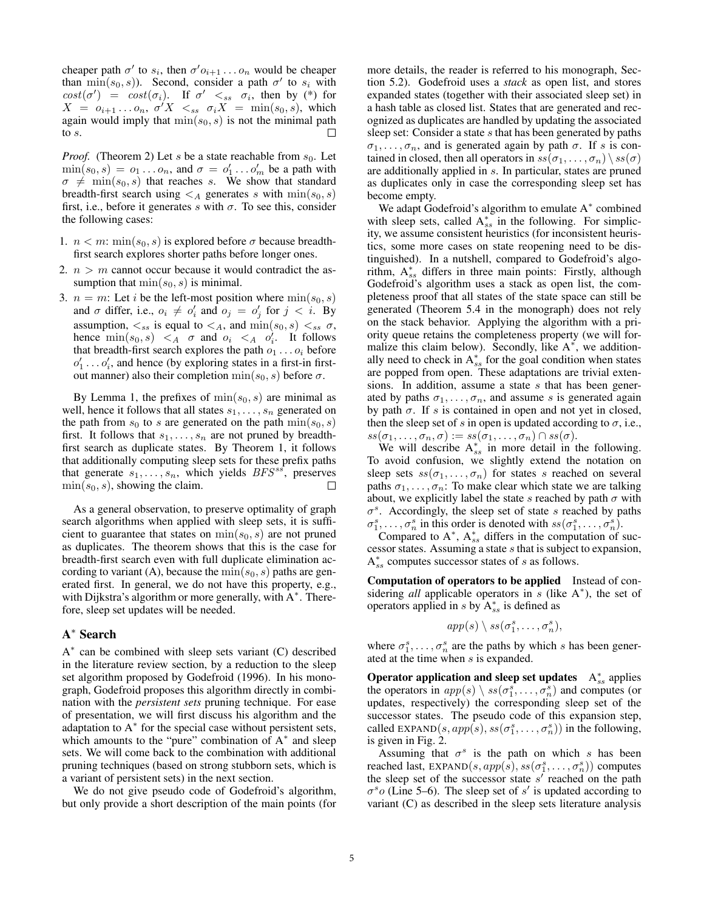cheaper path $\sigma'$ to $s_i$, then $\sigma' o_{i+1} \dots o_n$ would be cheaper than $\min(s_0, s)$). Second, consider a path $\sigma'$ to $s_i$ with $cost(\sigma') = cost(\sigma_i)$. If $\sigma' <_{ss} \sigma_i$, then by (*) for $X = o_{i+1} \dots o_n$, $\sigma' X <_{ss} \sigma_i X = \min(s_0, s)$, which again would imply that $\min(s_0, s)$ is not the minimal path to $s$. □

*Proof.* (Theorem 2) Let $s$ be a state reachable from $s_0$. Let $\min(s_0, s) = o_1 \dots o_n$, and $\sigma = o'_1 \dots o'_m$ be a path with $\sigma \neq \min(s_0, s)$ that reaches $s$. We show that standard breadth-first search using $<_A$ generates $s$ with $\min(s_0, s)$ first, i.e., before it generates $s$ with $\sigma$. To see this, consider the following cases:

1. $n < m$: $\min(s_0, s)$ is explored before $\sigma$ because breadth-first search explores shorter paths before longer ones.
2. $n > m$ cannot occur because it would contradict the assumption that $\min(s_0, s)$ is minimal.
3. $n = m$: Let $i$ be the left-most position where $\min(s_0, s)$ and $\sigma$ differ, i.e., $o_i \neq o'_i$ and $o_j = o'_j$ for $j < i$. By assumption, $<_{ss}$ is equal to $<_A$, and $\min(s_0, s) <_{ss} \sigma$, hence $\min(s_0, s) <_A \sigma$ and $o_i <_A o'_i$. It follows that breadth-first search explores the path $o_1 \dots o_i$ before $o'_1 \dots o'_i$, and hence (by exploring states in a first-in first-out manner) also their completion $\min(s_0, s)$ before $\sigma$.

By Lemma 1, the prefixes of $\min(s_0, s)$ are minimal as well, hence it follows that all states $s_1, \dots, s_n$ generated on the path from $s_0$ to $s$ are generated on the path $\min(s_0, s)$ first. It follows that $s_1, \dots, s_n$ are not pruned by breadth-first search as duplicate states. By Theorem 1, it follows that additionally computing sleep sets for these prefix paths that generate $s_1, \dots, s_n$, which yields $BFS^{ss}$, preserves $\min(s_0, s)$, showing the claim. □

As a general observation, to preserve optimality of graph search algorithms when applied with sleep sets, it is sufficient to guarantee that states on $\min(s_0, s)$ are not pruned as duplicates. The theorem shows that this is the case for breadth-first search even with full duplicate elimination according to variant (A), because the $\min(s_0, s)$ paths are generated first. In general, we do not have this property, e.g., with Dijkstra's algorithm or more generally, with $A^*$. Therefore, sleep set updates will be needed.

## $A^*$ Search

$A^*$ can be combined with sleep sets variant (C) described in the literature review section, by a reduction to the sleep set algorithm proposed by Godefroid (1996). In his monograph, Godefroid proposes this algorithm directly in combination with the *persistent sets* pruning technique. For ease of presentation, we will first discuss his algorithm and the adaptation to $A^*$ for the special case without persistent sets, which amounts to the "pure" combination of $A^*$ and sleep sets. We will come back to the combination with additional pruning techniques (based on strong stubborn sets, which is a variant of persistent sets) in the next section.

We do not give pseudo code of Godefroid's algorithm, but only provide a short description of the main points (for more details, the reader is referred to his monograph, Section 5.2). Godefroid uses a *stack* as open list, and stores expanded states (together with their associated sleep set) in a hash table as closed list. States that are generated and recognized as duplicates are handled by updating the associated sleep set: Consider a state $s$ that has been generated by paths $\sigma_1, \dots, \sigma_n$, and is generated again by path $\sigma$. If $s$ is contained in closed, then all operators in $ss(\sigma_1, \dots, \sigma_n) \setminus ss(\sigma)$ are additionally applied in $s$. In particular, states are pruned as duplicates only in case the corresponding sleep set has become empty.

We adapt Godefroid's algorithm to emulate $A^*$ combined with sleep sets, called $A^*_{ss}$ in the following. For simplicity, we assume consistent heuristics (for inconsistent heuristics, some more cases on state reopening need to be distinguished). In a nutshell, compared to Godefroid's algorithm, $A^*_{ss}$ differs in three main points: Firstly, although Godefroid's algorithm uses a stack as open list, the completeness proof that all states of the state space can still be generated (Theorem 5.4 in the monograph) does not rely on the stack behavior. Applying the algorithm with a priority queue retains the completeness property (we will formalize this claim below). Secondly, like $A^*$, we additionally need to check in $A^*_{ss}$ for the goal condition when states are popped from open. These adaptations are trivial extensions. In addition, assume a state $s$ that has been generated by paths $\sigma_1, \dots, \sigma_n$, and assume $s$ is generated again by path $\sigma$. If $s$ is contained in open and not yet in closed, then the sleep set of $s$ in open is updated according to $\sigma$, i.e., $ss(\sigma_1, \dots, \sigma_n, \sigma) := ss(\sigma_1, \dots, \sigma_n) \cap ss(\sigma)$.

We will describe $A^*_{ss}$ in more detail in the following. To avoid confusion, we slightly extend the notation on sleep sets $ss(\sigma_1, \dots, \sigma_n)$ for states $s$ reached on several paths $\sigma_1, \dots, \sigma_n$: To make clear which state we are talking about, we explicitly label the state $s$ reached by path $\sigma$ with $\sigma^s$. Accordingly, the sleep set of state $s$ reached by paths $\sigma_1^s, \dots, \sigma_n^s$ in this order is denoted with $ss(\sigma_1^s, \dots, \sigma_n^s)$.

Compared to $A^*$, $A^*_{ss}$ differs in the computation of successor states. Assuming a state $s$ that is subject to expansion, $A^*_{ss}$ computes successor states of $s$ as follows.

**Computation of operators to be applied** Instead of considering *all* applicable operators in $s$ (like $A^*$), the set of operators applied in $s$ by $A^*_{ss}$ is defined as

$$app(s) \setminus ss(\sigma_1^s, \dots, \sigma_n^s),$$

where $\sigma_1^s, \dots, \sigma_n^s$ are the paths by which $s$ has been generated at the time when $s$ is expanded.

**Operator application and sleep set updates** $A^*_{ss}$ applies the operators in $app(s) \setminus ss(\sigma_1^s, \dots, \sigma_n^s)$ and computes (or updates, respectively) the corresponding sleep set of the successor states. The pseudo code of this expansion step, called $\text{EXPAND}(s, app(s), ss(\sigma_1^s, \dots, \sigma_n^s))$ in the following, is given in Fig. 2.

Assuming that $\sigma^s$ is the path on which $s$ has been reached last, $\text{EXPAND}(s, app(s), ss(\sigma_1^s, \dots, \sigma_n^s))$ computes the sleep set of the successor state $s'$ reached on the path $\sigma^s o$ (Line 5–6). The sleep set of $s'$ is updated according to variant (C) as described in the sleep sets literature analysis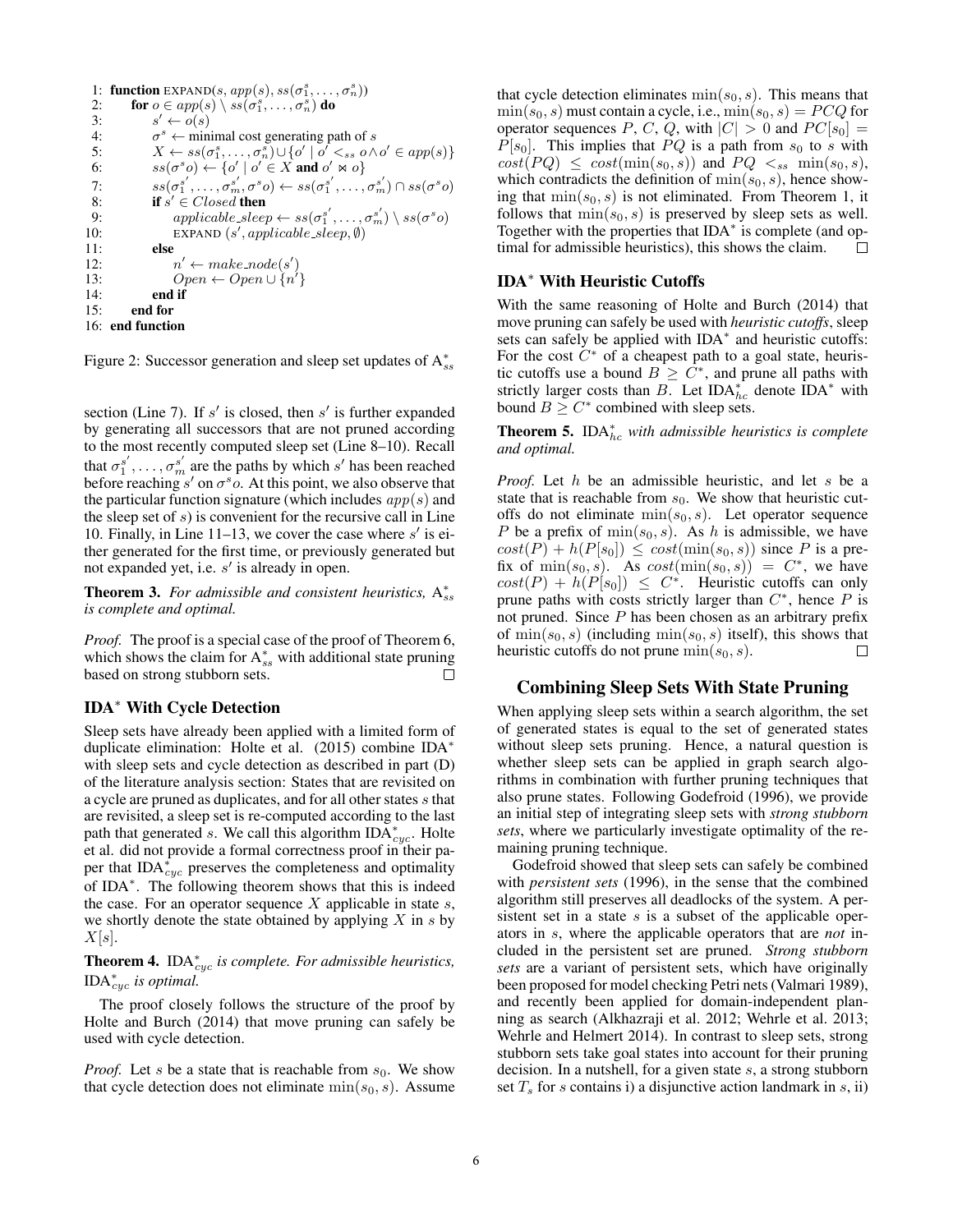```
1: function EXPAND(s, app(s), ss(σ_1^s, ..., σ_n^s))
2:     for o ∈ app(s) \ ss(σ_1^s, ..., σ_n^s) do
3:         s' ← o(s)
4:         σ^s ← minimal cost generating path of s
5:         X ← ss(σ_1^s, ..., σ_n^s) ∪ {o' | o' <_ss o ∧ o' ∈ app(s)}
6:         ss(σ^s o) ← {o' | o' ∈ X and o' ⋈ o}
7:         ss(σ_1^{s'}, ..., σ_m^{s'}, σ^s o) ← ss(σ_1^{s'}, ..., σ_m^{s'}) ∩ ss(σ^s o)
8:         if s' ∈ Closed then
9:             applicable_sleep ← ss(σ_1^{s'}, ..., σ_m^{s'}) \ ss(σ^s o)
10:            EXPAND (s', applicable_sleep, ∅)
11:        else
12:            n' ← make_node(s')
13:            Open ← Open ∪ {n'}
14:        end if
15:    end for
16: end function
```

Figure 2: Successor generation and sleep set updates of $A^*_{ss}$

section (Line 7). If $s'$ is closed, then $s'$ is further expanded by generating all successors that are not pruned according to the most recently computed sleep set (Line 8–10). Recall that $\sigma_1^{s'}, \dots, \sigma_m^{s'}$ are the paths by which $s'$ has been reached before reaching $s'$ on $\sigma^s o$. At this point, we also observe that the particular function signature (which includes $app(s)$ and the sleep set of $s$) is convenient for the recursive call in Line 10. Finally, in Line 11–13, we cover the case where $s'$ is either generated for the first time, or previously generated but not expanded yet, i.e. $s'$ is already in open.

**Theorem 3.** *For admissible and consistent heuristics,* $A^*_{ss}$ *is complete and optimal.*

*Proof.* The proof is a special case of the proof of Theorem 6, which shows the claim for $A^*_{ss}$ with additional state pruning based on strong stubborn sets. □

### IDA* With Cycle Detection

Sleep sets have already been applied with a limited form of duplicate elimination: Holte et al. (2015) combine IDA* with sleep sets and cycle detection as described in part (D) of the literature analysis section: States that are revisited on a cycle are pruned as duplicates, and for all other states $s$ that are revisited, a sleep set is re-computed according to the last path that generated $s$. We call this algorithm $\text{IDA}^*_{cyc}$. Holte et al. did not provide a formal correctness proof in their paper that $\text{IDA}^*_{cyc}$ preserves the completeness and optimality of IDA*. The following theorem shows that this is indeed the case. For an operator sequence $X$ applicable in state $s$, we shortly denote the state obtained by applying $X$ in $s$ by $X[s]$.

**Theorem 4.** $\text{IDA}^*_{cyc}$ *is complete. For admissible heuristics,* $\text{IDA}^*_{cyc}$ *is optimal.*

The proof closely follows the structure of the proof by Holte and Burch (2014) that move pruning can safely be used with cycle detection.

*Proof.* Let $s$ be a state that is reachable from $s_0$. We show that cycle detection does not eliminate $\min(s_0, s)$. Assume that cycle detection eliminates $\min(s_0, s)$. This means that $\min(s_0, s)$ must contain a cycle, i.e., $\min(s_0, s) = PCQ$ for operator sequences $P$, $C$, $Q$, with $|C| > 0$ and $PC[s_0] = P[s_0]$. This implies that $PQ$ is a path from $s_0$ to $s$ with $cost(PQ) \leq cost(\min(s_0, s))$ and $PQ <_{ss} \min(s_0, s)$, which contradicts the definition of $\min(s_0, s)$, hence showing that $\min(s_0, s)$ is not eliminated. From Theorem 1, it follows that $\min(s_0, s)$ is preserved by sleep sets as well. Together with the properties that IDA* is complete (and optimal for admissible heuristics), this shows the claim. □

### IDA* With Heuristic Cutoffs

With the same reasoning of Holte and Burch (2014) that move pruning can safely be used with *heuristic cutoffs*, sleep sets can safely be applied with IDA* and heuristic cutoffs: For the cost $C^*$ of a cheapest path to a goal state, heuristic cutoffs use a bound $B \geq C^*$, and prune all paths with strictly larger costs than $B$. Let $\text{IDA}^*_{hc}$ denote IDA* with bound $B \geq C^*$ combined with sleep sets.

**Theorem 5.** $\text{IDA}^*_{hc}$ *with admissible heuristics is complete and optimal.*

*Proof.* Let $h$ be an admissible heuristic, and let $s$ be a state that is reachable from $s_0$. We show that heuristic cutoffs do not eliminate $\min(s_0, s)$. Let operator sequence $P$ be a prefix of $\min(s_0, s)$. As $h$ is admissible, we have $cost(P) + h(P[s_0]) \leq cost(\min(s_0, s))$ since $P$ is a prefix of $\min(s_0, s)$. As $cost(\min(s_0, s)) = C^*$, we have $cost(P) + h(P[s_0]) \leq C^*$. Heuristic cutoffs can only prune paths with costs strictly larger than $C^*$, hence $P$ is not pruned. Since $P$ has been chosen as an arbitrary prefix of $\min(s_0, s)$ (including $\min(s_0, s)$ itself), this shows that heuristic cutoffs do not prune $\min(s_0, s)$. □

## Combining Sleep Sets With State Pruning

When applying sleep sets within a search algorithm, the set of generated states is equal to the set of generated states without sleep sets pruning. Hence, a natural question is whether sleep sets can be applied in graph search algorithms in combination with further pruning techniques that also prune states. Following Godefroid (1996), we provide an initial step of integrating sleep sets with *strong stubborn sets*, where we particularly investigate optimality of the remaining pruning technique.

Godefroid showed that sleep sets can safely be combined with *persistent sets* (1996), in the sense that the combined algorithm still preserves all deadlocks of the system. A persistent set in a state $s$ is a subset of the applicable operators in $s$, where the applicable operators that are *not* included in the persistent set are pruned. *Strong stubborn sets* are a variant of persistent sets, which have originally been proposed for model checking Petri nets (Valmari 1989), and recently been applied for domain-independent planning as search (Alkhazraji et al. 2012; Wehrle et al. 2013; Wehrle and Helmert 2014). In contrast to sleep sets, strong stubborn sets take goal states into account for their pruning decision. In a nutshell, for a given state $s$, a strong stubborn set $T_s$ for $s$ contains i) a disjunctive action landmark in $s$, ii)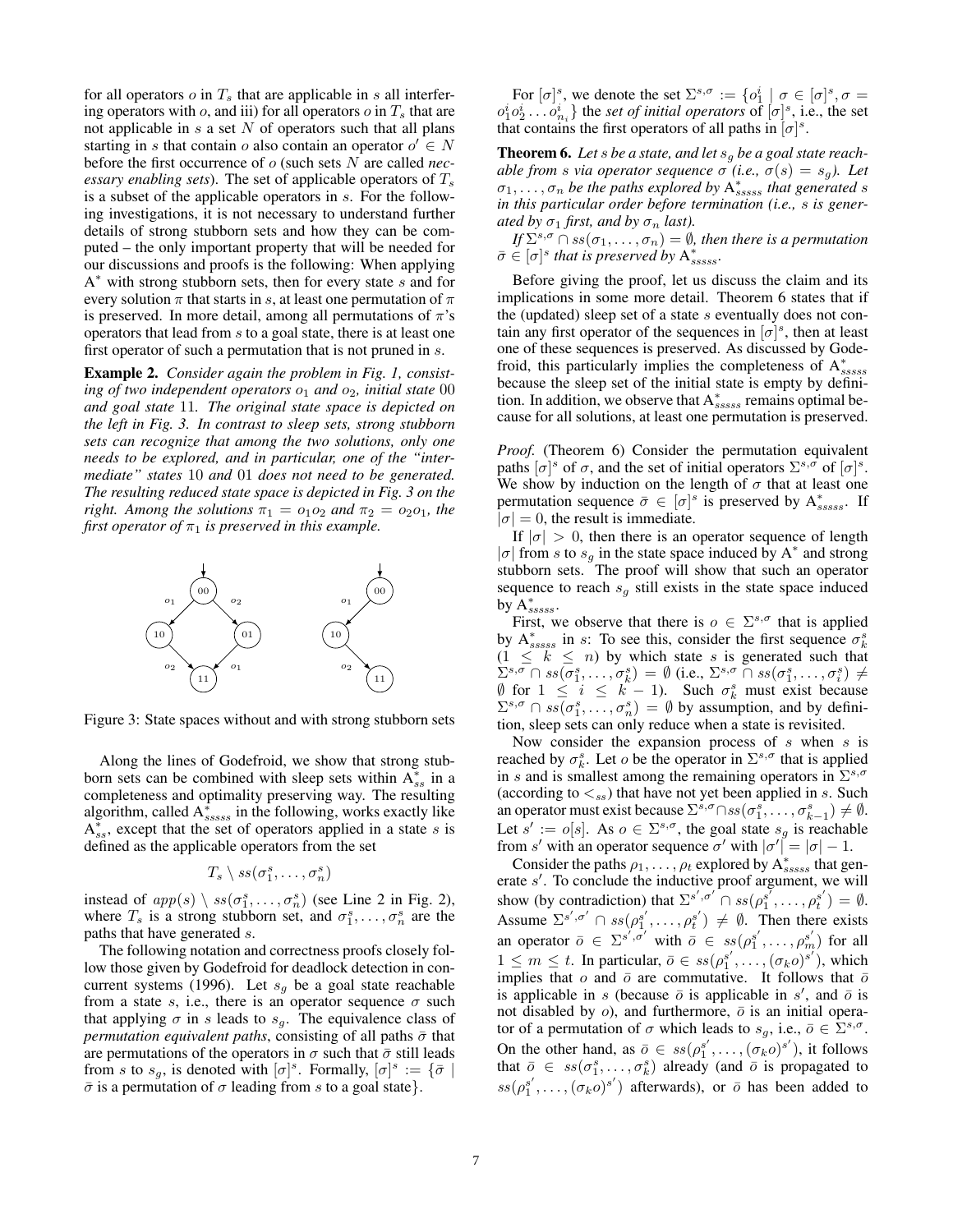for all operators $o$ in $T_s$ that are applicable in $s$ all interfering operators with $o$, and iii) for all operators $o$ in $T_s$ that are not applicable in $s$ a set $N$ of operators such that all plans starting in $s$ that contain $o$ also contain an operator $o' \in N$ before the first occurrence of $o$ (such sets $N$ are called *necessary enabling sets*). The set of applicable operators of $T_s$ is a subset of the applicable operators in $s$. For the following investigations, it is not necessary to understand further details of strong stubborn sets and how they can be computed – the only important property that will be needed for our discussions and proofs is the following: When applying $A^*$ with strong stubborn sets, then for every state $s$ and for every solution $\pi$ that starts in $s$, at least one permutation of $\pi$ is preserved. In more detail, among all permutations of $\pi$'s operators that lead from $s$ to a goal state, there is at least one first operator of such a permutation that is not pruned in $s$.

**Example 2.** *Consider again the problem in Fig. 1, consisting of two independent operators $o_1$ and $o_2$, initial state $00$ and goal state $11$. The original state space is depicted on the left in Fig. 3. In contrast to sleep sets, strong stubborn sets can recognize that among the two solutions, only one needs to be explored, and in particular, one of the "intermediate" states $10$ and $01$ does not need to be generated. The resulting reduced state space is depicted in Fig. 3 on the right. Among the solutions $\pi_1 = o_1o_2$ and $\pi_2 = o_2o_1$, the first operator of $\pi_1$ is preserved in this example.*

Figure 3: State spaces without and with strong stubborn sets

Along the lines of Godefroid, we show that strong stubborn sets can be combined with sleep sets within $A^*_{ss}$ in a completeness and optimality preserving way. The resulting algorithm, called $A^*_{sssss}$ in the following, works exactly like $A^*_{ss}$, except that the set of operators applied in a state $s$ is defined as the applicable operators from the set

$$T_s \setminus ss(\sigma_1^s, \ldots, \sigma_n^s)$$

instead of $app(s) \setminus ss(\sigma_1^s, \ldots, \sigma_n^s)$ (see Line 2 in Fig. 2), where $T_s$ is a strong stubborn set, and $\sigma_1^s, \ldots, \sigma_n^s$ are the paths that have generated $s$.

The following notation and correctness proofs closely follow those given by Godefroid for deadlock detection in concurrent systems (1996). Let $s_g$ be a goal state reachable from a state $s$, i.e., there is an operator sequence $\sigma$ such that applying $\sigma$ in $s$ leads to $s_g$. The equivalence class of *permutation equivalent paths*, consisting of all paths $\bar{\sigma}$ that are permutations of the operators in $\sigma$ such that $\bar{\sigma}$ still leads from $s$ to $s_g$, is denoted with $[\sigma]^s$. Formally, $[\sigma]^s := \{\bar{\sigma} \mid \bar{\sigma}$ is a permutation of $\sigma$ leading from $s$ to a goal state$\}$.

For $[\sigma]^s$, we denote the set $\Sigma^{s,\sigma} := \{o_1^i \mid \sigma \in [\sigma]^s, \sigma = o_1^i o_2^i \ldots o_{n_i}^i\}$ the *set of initial operators* of $[\sigma]^s$, i.e., the set that contains the first operators of all paths in $[\sigma]^s$.

**Theorem 6.** *Let $s$ be a state, and let $s_g$ be a goal state reachable from $s$ via operator sequence $\sigma$ (i.e., $\sigma(s) = s_g$). Let $\sigma_1, \ldots, \sigma_n$ be the paths explored by $A^*_{sssss}$ that generated $s$ in this particular order before termination (i.e., $s$ is generated by $\sigma_1$ first, and by $\sigma_n$ last).*

*If $\Sigma^{s,\sigma} \cap ss(\sigma_1, \ldots, \sigma_n) = \emptyset$, then there is a permutation $\bar{\sigma} \in [\sigma]^s$ that is preserved by $A^*_{sssss}$.*

Before giving the proof, let us discuss the claim and its implications in some more detail. Theorem 6 states that if the (updated) sleep set of a state $s$ eventually does not contain any first operator of the sequences in $[\sigma]^s$, then at least one of these sequences is preserved. As discussed by Godefroid, this particularly implies the completeness of $A^*_{sssss}$ because the sleep set of the initial state is empty by definition. In addition, we observe that $A^*_{sssss}$ remains optimal because for all solutions, at least one permutation is preserved.

*Proof.* (Theorem 6) Consider the permutation equivalent paths $[\sigma]^s$ of $\sigma$, and the set of initial operators $\Sigma^{s,\sigma}$ of $[\sigma]^s$. We show by induction on the length of $\sigma$ that at least one permutation sequence $\bar{\sigma} \in [\sigma]^s$ is preserved by $A^*_{sssss}$. If $|\sigma| = 0$, the result is immediate.

If $|\sigma| > 0$, then there is an operator sequence of length $|\sigma|$ from $s$ to $s_g$ in the state space induced by $A^*$ and strong stubborn sets. The proof will show that such an operator sequence to reach $s_g$ still exists in the state space induced by $A^*_{sssss}$.

First, we observe that there is $o \in \Sigma^{s,\sigma}$ that is applied by $A^*_{sssss}$ in $s$: To see this, consider the first sequence $\sigma_k^s$ ($1 \leq k \leq n$) by which state $s$ is generated such that $\Sigma^{s,\sigma} \cap ss(\sigma_1^s, \ldots, \sigma_k^s) = \emptyset$ (i.e., $\Sigma^{s,\sigma} \cap ss(\sigma_1^s, \ldots, \sigma_i^s) \neq \emptyset$ for $1 \leq i \leq k-1$). Such $\sigma_k^s$ must exist because $\Sigma^{s,\sigma} \cap ss(\sigma_1^s, \ldots, \sigma_n^s) = \emptyset$ by assumption, and by definition, sleep sets can only reduce when a state is revisited.

Now consider the expansion process of $s$ when $s$ is reached by $\sigma_k^s$. Let $o$ be the operator in $\Sigma^{s,\sigma}$ that is applied in $s$ and is smallest among the remaining operators in $\Sigma^{s,\sigma}$ (according to $<_{ss}$) that have not yet been applied in $s$. Such an operator must exist because $\Sigma^{s,\sigma} \cap ss(\sigma_1^s, \ldots, \sigma_{k-1}^s) \neq \emptyset$. Let $s' := o[s]$. As $o \in \Sigma^{s,\sigma}$, the goal state $s_g$ is reachable from $s'$ with an operator sequence $\sigma'$ with $|\sigma'| = |\sigma| - 1$.

Consider the paths $\rho_1, \ldots, \rho_t$ explored by $A^*_{sssss}$ that generate $s'$. To conclude the inductive proof argument, we will show (by contradiction) that $\Sigma^{s',\sigma'} \cap ss(\rho_1^{s'}, \ldots, \rho_t^{s'}) = \emptyset$. Assume $\Sigma^{s',\sigma'} \cap ss(\rho_1^{s'}, \ldots, \rho_t^{s'}) \neq \emptyset$. Then there exists an operator $\bar{o} \in \Sigma^{s',\sigma'}$ with $\bar{o} \in ss(\rho_1^{s'}, \ldots, \rho_m^{s'})$ for all $1 \leq m \leq t$. In particular, $\bar{o} \in ss(\rho_1^{s'}, \ldots, (\sigma_k o)^{s'})$, which implies that $o$ and $\bar{o}$ are commutative. It follows that $\bar{o}$ is applicable in $s$ (because $\bar{o}$ is applicable in $s'$, and $\bar{o}$ is not disabled by $o$), and furthermore, $\bar{o}$ is an initial operator of a permutation of $\sigma$ which leads to $s_g$, i.e., $\bar{o} \in \Sigma^{s,\sigma}$. On the other hand, as $\bar{o} \in ss(\rho_1^{s'}, \ldots, (\sigma_k o)^{s'})$, it follows that $\bar{o} \in ss(\sigma_1^s, \ldots, \sigma_k^s)$ already (and $\bar{o}$ is propagated to $ss(\rho_1^{s'}, \ldots, (\sigma_k o)^{s'})$ afterwards), or $\bar{o}$ has been added to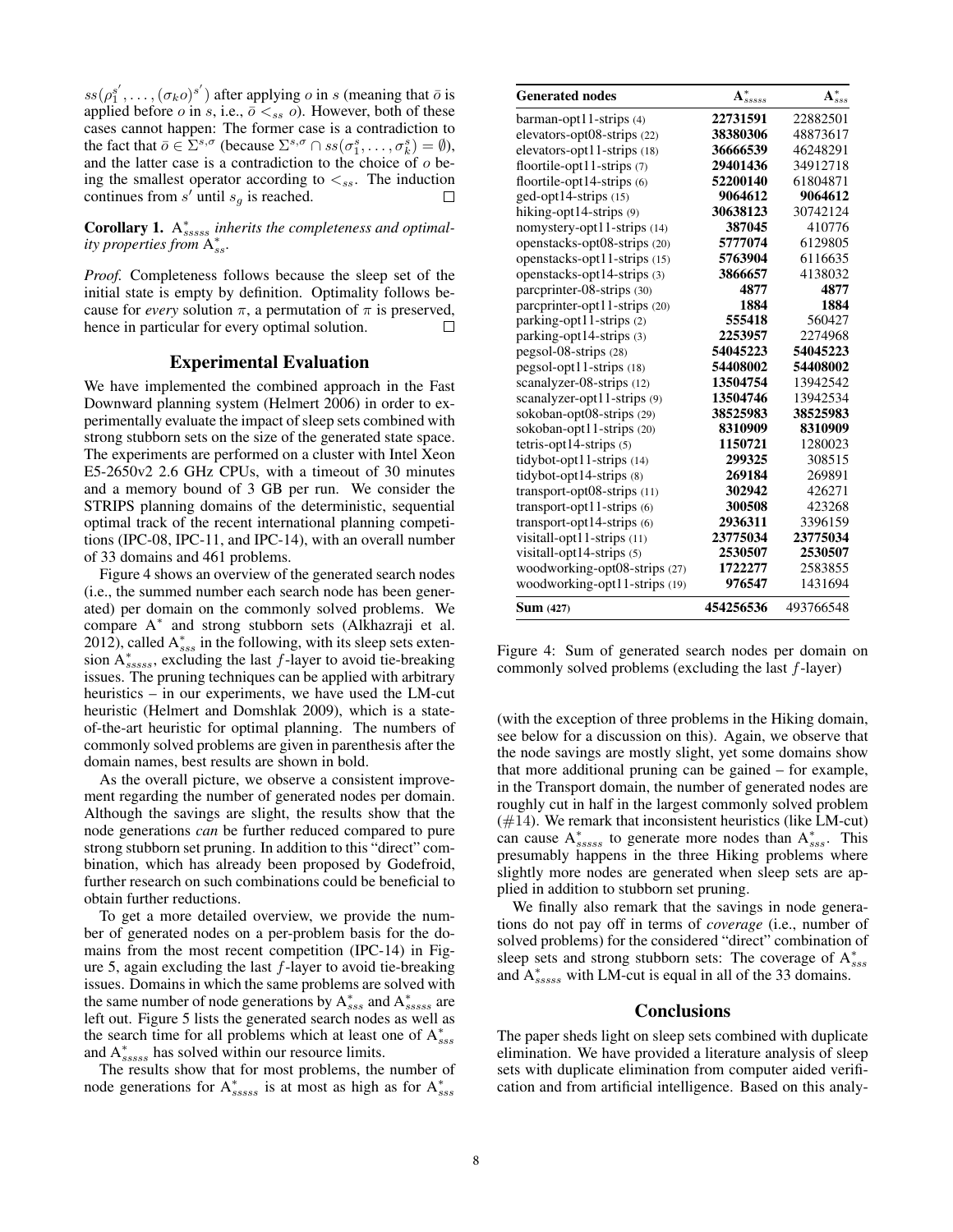$ss(\rho_1^{s'}, \dots, (\sigma_k o)^{s'})$ after applying $o$ in $s$ (meaning that $\bar{o}$ is applied before $o$ in $s$, i.e., $\bar{o} <_{ss} o$). However, both of these cases cannot happen: The former case is a contradiction to the fact that $\bar{o} \in \Sigma^{s,\sigma}$ (because $\Sigma^{s,\sigma} \cap ss(\sigma_1^s, \dots, \sigma_k^s) = \emptyset$), and the latter case is a contradiction to the choice of $o$ being the smallest operator according to $<_{ss}$. The induction continues from $s'$ until $s_g$ is reached. □

**Corollary 1.** *$A^*_{sssss}$ inherits the completeness and optimality properties from $A^*_{ss}$.*

*Proof.* Completeness follows because the sleep set of the initial state is empty by definition. Optimality follows because for *every* solution $\pi$, a permutation of $\pi$ is preserved, hence in particular for every optimal solution. □

## Experimental Evaluation

We have implemented the combined approach in the Fast Downward planning system (Helmert 2006) in order to experimentally evaluate the impact of sleep sets combined with strong stubborn sets on the size of the generated state space. The experiments are performed on a cluster with Intel Xeon E5-2650v2 2.6 GHz CPUs, with a timeout of 30 minutes and a memory bound of 3 GB per run. We consider the STRIPS planning domains of the deterministic, sequential optimal track of the recent international planning competitions (IPC-08, IPC-11, and IPC-14), with an overall number of 33 domains and 461 problems.

Figure 4 shows an overview of the generated search nodes (i.e., the summed number each search node has been generated) per domain on the commonly solved problems. We compare $A^*$ and strong stubborn sets (Alkhazraji et al. 2012), called $A^*_{sss}$ in the following, with its sleep sets extension $A^*_{sssss}$, excluding the last $f$-layer to avoid tie-breaking issues. The pruning techniques can be applied with arbitrary heuristics – in our experiments, we have used the LM-cut heuristic (Helmert and Domshlak 2009), which is a state-of-the-art heuristic for optimal planning. The numbers of commonly solved problems are given in parenthesis after the domain names, best results are shown in bold.

As the overall picture, we observe a consistent improvement regarding the number of generated nodes per domain. Although the savings are slight, the results show that the node generations *can* be further reduced compared to pure strong stubborn set pruning. In addition to this "direct" combination, which has already been proposed by Godefroid, further research on such combinations could be beneficial to obtain further reductions.

To get a more detailed overview, we provide the number of generated nodes on a per-problem basis for the domains from the most recent competition (IPC-14) in Figure 5, again excluding the last $f$-layer to avoid tie-breaking issues. Domains in which the same problems are solved with the same number of node generations by $A^*_{sss}$ and $A^*_{sssss}$ are left out. Figure 5 lists the generated search nodes as well as the search time for all problems which at least one of $A^*_{sss}$ and $A^*_{sssss}$ has solved within our resource limits.

The results show that for most problems, the number of node generations for $A^*_{sssss}$ is at most as high as for $A^*_{sss}$

| Generated nodes | $A^*_{sssss}$ | $A^*_{sss}$ |
|---|---|---|
| barman-opt11-strips (4) | **22731591** | 22882501 |
| elevators-opt08-strips (22) | **38380306** | 48873617 |
| elevators-opt11-strips (18) | **36666539** | 46248291 |
| floortile-opt11-strips (7) | **29401436** | 34912718 |
| floortile-opt14-strips (6) | **52200140** | 61804871 |
| ged-opt14-strips (15) | **9064612** | **9064612** |
| hiking-opt14-strips (9) | **30638123** | 30742124 |
| nomystery-opt11-strips (14) | **387045** | 410776 |
| openstacks-opt08-strips (20) | **5777074** | 6129805 |
| openstacks-opt11-strips (15) | **5763904** | 6116635 |
| openstacks-opt14-strips (3) | **3866657** | 4138032 |
| parcprinter-08-strips (30) | **4877** | **4877** |
| parcprinter-opt11-strips (20) | **1884** | **1884** |
| parking-opt11-strips (2) | **555418** | 560427 |
| parking-opt14-strips (3) | **2253957** | 2274968 |
| pegsol-08-strips (28) | **54045223** | **54045223** |
| pegsol-opt11-strips (18) | **54408002** | **54408002** |
| scanalyzer-08-strips (12) | **13504754** | 13942542 |
| scanalyzer-opt11-strips (9) | **13504746** | 13942534 |
| sokoban-opt08-strips (29) | **38525983** | **38525983** |
| sokoban-opt11-strips (20) | **8310909** | **8310909** |
| tetris-opt14-strips (5) | **1150721** | 1280023 |
| tidybot-opt11-strips (14) | **299325** | 308515 |
| tidybot-opt14-strips (8) | **269184** | 269891 |
| transport-opt08-strips (11) | **302942** | 426271 |
| transport-opt11-strips (6) | **300508** | 423268 |
| transport-opt14-strips (6) | **2936311** | 3396159 |
| visitall-opt11-strips (11) | **23775034** | **23775034** |
| visitall-opt14-strips (5) | **2530507** | **2530507** |
| woodworking-opt08-strips (27) | **1722277** | 2583855 |
| woodworking-opt11-strips (19) | **976547** | 1431694 |
| **Sum** (427) | **454256536** | 493766548 |

Figure 4: Sum of generated search nodes per domain on commonly solved problems (excluding the last $f$-layer)

(with the exception of three problems in the Hiking domain, see below for a discussion on this). Again, we observe that the node savings are mostly slight, yet some domains show that more additional pruning can be gained – for example, in the Transport domain, the number of generated nodes are roughly cut in half in the largest commonly solved problem (#14). We remark that inconsistent heuristics (like LM-cut) can cause $A^*_{sssss}$ to generate more nodes than $A^*_{sss}$. This presumably happens in the three Hiking problems where slightly more nodes are generated when sleep sets are applied in addition to stubborn set pruning.

We finally also remark that the savings in node generations do not pay off in terms of *coverage* (i.e., number of solved problems) for the considered "direct" combination of sleep sets and strong stubborn sets: The coverage of $A^*_{sss}$ and $A^*_{sssss}$ with LM-cut is equal in all of the 33 domains.

## Conclusions

The paper sheds light on sleep sets combined with duplicate elimination. We have provided a literature analysis of sleep sets with duplicate elimination from computer aided verification and from artificial intelligence. Based on this analy-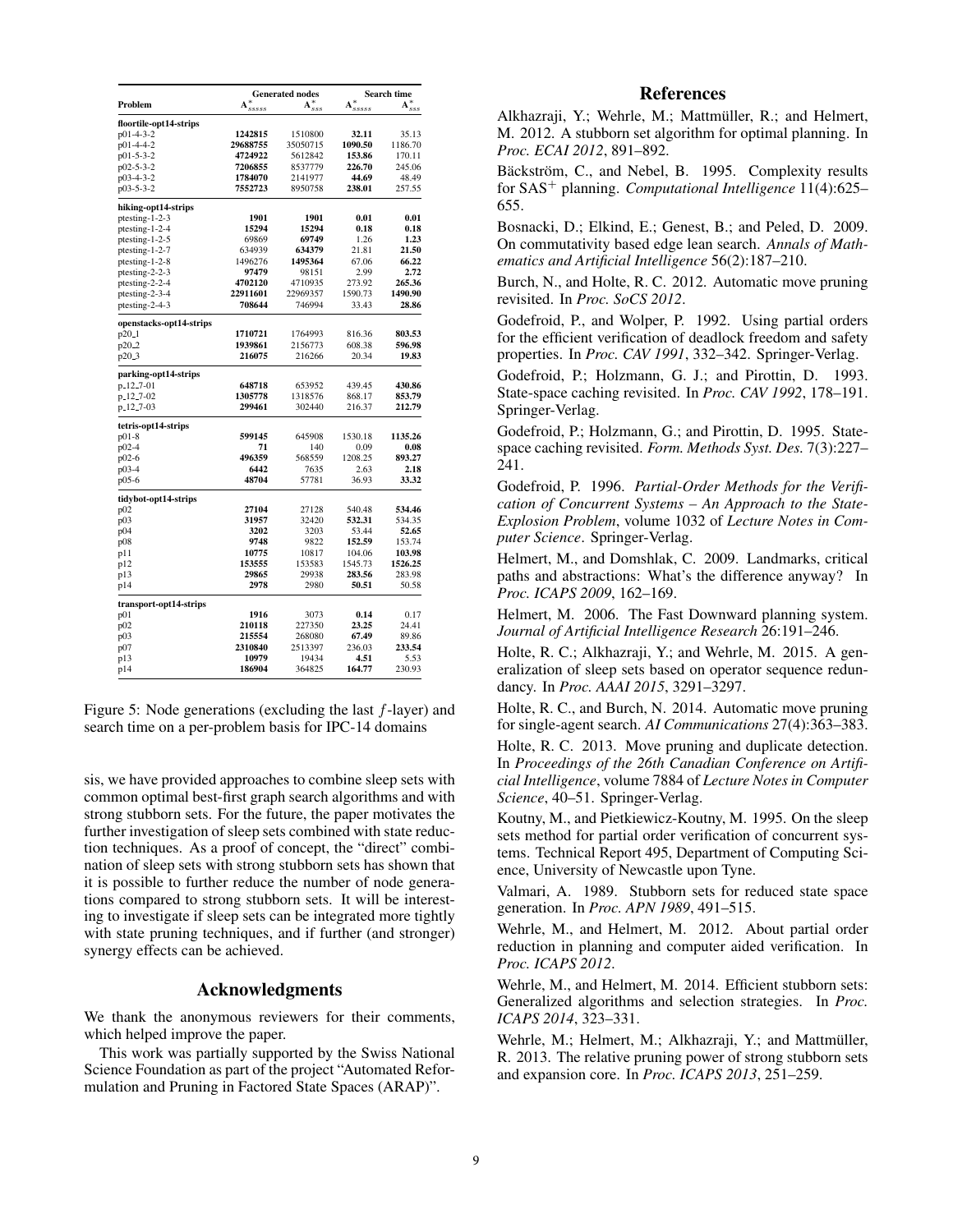| Problem | Generated nodes | | Search time | |
| --- | --- | --- | --- | --- |
| | $\mathbf{A}^*_{sssss}$ | $\mathbf{A}^*_{sss}$ | $\mathbf{A}^*_{sssss}$ | $\mathbf{A}^*_{sss}$ |
| **floortile-opt14-strips** | | | | |
| p01-4-3-2 | **1242815** | 1510800 | **32.11** | 35.13 |
| p01-4-4-2 | **29688755** | 35050715 | **1090.50** | 1186.70 |
| p01-5-3-2 | **4724922** | 5612842 | **153.86** | 170.11 |
| p02-5-3-2 | **7206855** | 8537779 | **226.70** | 245.06 |
| p03-4-3-2 | **1784070** | 2141977 | **44.69** | 48.49 |
| p03-5-3-2 | **7552723** | 8950758 | **238.01** | 257.55 |
| **hiking-opt14-strips** | | | | |
| ptesting-1-2-3 | **1901** | **1901** | **0.01** | **0.01** |
| ptesting-1-2-4 | **15294** | **15294** | **0.18** | **0.18** |
| ptesting-1-2-5 | 69869 | **69749** | 1.26 | **1.23** |
| ptesting-1-2-7 | 634939 | **634379** | 21.81 | **21.50** |
| ptesting-1-2-8 | 1496276 | **1495364** | 67.06 | **66.22** |
| ptesting-2-2-3 | **97479** | 98151 | 2.99 | **2.72** |
| ptesting-2-2-4 | **4702120** | 4710935 | 273.92 | **265.36** |
| ptesting-2-3-4 | **22911601** | 22969357 | 1590.73 | **1490.90** |
| ptesting-2-4-3 | **708644** | 746994 | 33.43 | **28.86** |
| **openstacks-opt14-strips** | | | | |
| p20_1 | **1710721** | 1764993 | 816.36 | **803.53** |
| p20_2 | **1939861** | 2156773 | 608.38 | **596.98** |
| p20_3 | **216075** | 216266 | 20.34 | **19.83** |
| **parking-opt14-strips** | | | | |
| p_12_7-01 | **648718** | 653952 | 439.45 | **430.86** |
| p_12_7-02 | **1305778** | 1318576 | 868.17 | **853.79** |
| p_12_7-03 | **299461** | 302440 | 216.37 | **212.79** |
| **tetris-opt14-strips** | | | | |
| p01-8 | **599145** | 645908 | 1530.18 | **1135.26** |
| p02-4 | **71** | 140 | 0.09 | **0.08** |
| p02-6 | **496359** | 568559 | 1208.25 | **893.27** |
| p03-4 | **6442** | 7635 | 2.63 | **2.18** |
| p05-6 | **48704** | 57781 | 36.93 | **33.32** |
| **tidybot-opt14-strips** | | | | |
| p02 | **27104** | 27128 | 540.48 | **534.46** |
| p03 | **31957** | 32420 | **532.31** | 534.35 |
| p04 | **3202** | 3203 | 53.44 | **52.65** |
| p08 | **9748** | 9822 | **152.59** | 153.74 |
| p11 | **10775** | 10817 | 104.06 | **103.98** |
| p12 | **153555** | 153583 | 1545.73 | **1526.25** |
| p13 | **29865** | 29938 | **283.56** | 283.98 |
| p14 | **2978** | 2980 | **50.51** | 50.58 |
| **transport-opt14-strips** | | | | |
| p01 | **1916** | 3073 | **0.14** | 0.17 |
| p02 | **210118** | 227350 | **23.25** | 24.41 |
| p03 | **215554** | 268080 | **67.49** | 89.86 |
| p07 | **2310840** | 2513397 | 236.03 | **233.54** |
| p13 | **10979** | 19434 | **4.51** | 5.53 |
| p14 | **186904** | 364825 | **164.77** | 230.93 |

Figure 5: Node generations (excluding the last $f$-layer) and search time on a per-problem basis for IPC-14 domains

sis, we have provided approaches to combine sleep sets with common optimal best-first graph search algorithms and with strong stubborn sets. For the future, the paper motivates the further investigation of sleep sets combined with state reduction techniques. As a proof of concept, the "direct" combination of sleep sets with strong stubborn sets has shown that it is possible to further reduce the number of node generations compared to strong stubborn sets. It will be interesting to investigate if sleep sets can be integrated more tightly with state pruning techniques, and if further (and stronger) synergy effects can be achieved.

## Acknowledgments

We thank the anonymous reviewers for their comments, which helped improve the paper.

This work was partially supported by the Swiss National Science Foundation as part of the project "Automated Reformulation and Pruning in Factored State Spaces (ARAP)".

## References

Alkhazraji, Y.; Wehrle, M.; Mattmüller, R.; and Helmert, M. 2012. A stubborn set algorithm for optimal planning. In *Proc. ECAI 2012*, 891–892.

Bäckström, C., and Nebel, B. 1995. Complexity results for SAS$^+$ planning. *Computational Intelligence* 11(4):625–655.

Bosnacki, D.; Elkind, E.; Genest, B.; and Peled, D. 2009. On commutativity based edge lean search. *Annals of Mathematics and Artificial Intelligence* 56(2):187–210.

Burch, N., and Holte, R. C. 2012. Automatic move pruning revisited. In *Proc. SoCS 2012*.

Godefroid, P., and Wolper, P. 1992. Using partial orders for the efficient verification of deadlock freedom and safety properties. In *Proc. CAV 1991*, 332–342. Springer-Verlag.

Godefroid, P.; Holzmann, G. J.; and Pirottin, D. 1993. State-space caching revisited. In *Proc. CAV 1992*, 178–191. Springer-Verlag.

Godefroid, P.; Holzmann, G.; and Pirottin, D. 1995. State-space caching revisited. *Form. Methods Syst. Des.* 7(3):227–241.

Godefroid, P. 1996. *Partial-Order Methods for the Verification of Concurrent Systems – An Approach to the State-Explosion Problem*, volume 1032 of *Lecture Notes in Computer Science*. Springer-Verlag.

Helmert, M., and Domshlak, C. 2009. Landmarks, critical paths and abstractions: What's the difference anyway? In *Proc. ICAPS 2009*, 162–169.

Helmert, M. 2006. The Fast Downward planning system. *Journal of Artificial Intelligence Research* 26:191–246.

Holte, R. C.; Alkhazraji, Y.; and Wehrle, M. 2015. A generalization of sleep sets based on operator sequence redundancy. In *Proc. AAAI 2015*, 3291–3297.

Holte, R. C., and Burch, N. 2014. Automatic move pruning for single-agent search. *AI Communications* 27(4):363–383.

Holte, R. C. 2013. Move pruning and duplicate detection. In *Proceedings of the 26th Canadian Conference on Artificial Intelligence*, volume 7884 of *Lecture Notes in Computer Science*, 40–51. Springer-Verlag.

Koutny, M., and Pietkiewicz-Koutny, M. 1995. On the sleep sets method for partial order verification of concurrent systems. Technical Report 495, Department of Computing Science, University of Newcastle upon Tyne.

Valmari, A. 1989. Stubborn sets for reduced state space generation. In *Proc. APN 1989*, 491–515.

Wehrle, M., and Helmert, M. 2012. About partial order reduction in planning and computer aided verification. In *Proc. ICAPS 2012*.

Wehrle, M., and Helmert, M. 2014. Efficient stubborn sets: Generalized algorithms and selection strategies. In *Proc. ICAPS 2014*, 323–331.

Wehrle, M.; Helmert, M.; Alkhazraji, Y.; and Mattmüller, R. 2013. The relative pruning power of strong stubborn sets and expansion core. In *Proc. ICAPS 2013*, 251–259.